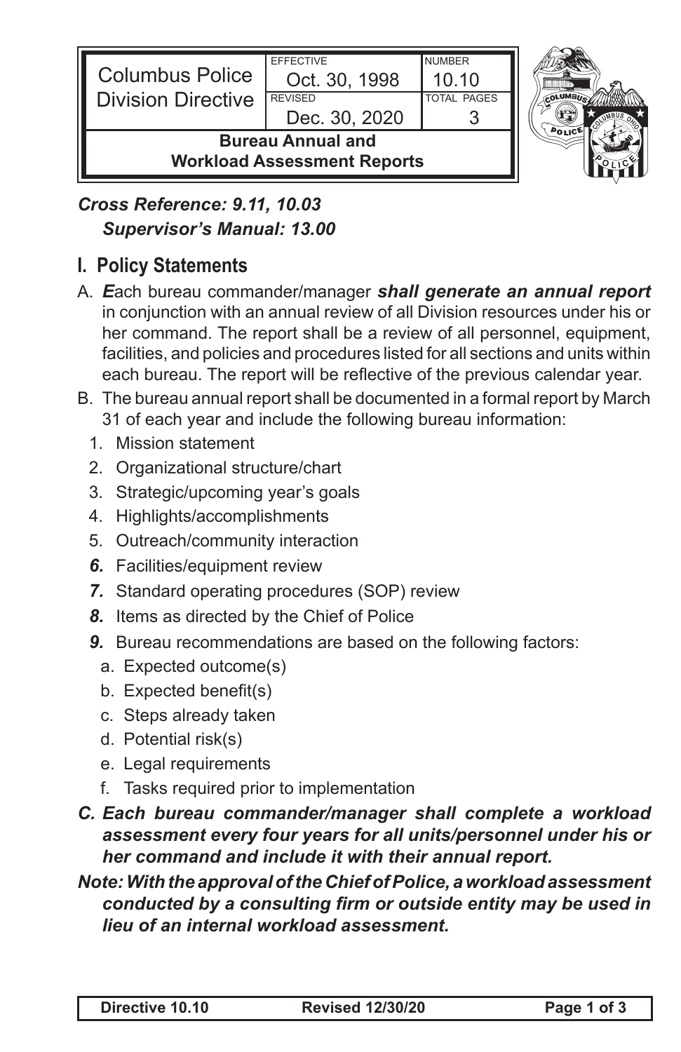| Columbus Police Division Directive | EFFECTIVE Oct. 30, 1998 | NUMBER 10.10 |
|---|---|---|
| | REVISED Dec. 30, 2020 | TOTAL PAGES 3 |

**Bureau Annual and Workload Assessment Reports**

***Cross Reference: 9.11, 10.03***
***Supervisor's Manual: 13.00***

## I. Policy Statements

A. ***E***ach bureau commander/manager ***shall generate an annual report*** in conjunction with an annual review of all Division resources under his or her command. The report shall be a review of all personnel, equipment, facilities, and policies and procedures listed for all sections and units within each bureau. The report will be reflective of the previous calendar year.

B. The bureau annual report shall be documented in a formal report by March 31 of each year and include the following bureau information:

1. Mission statement
2. Organizational structure/chart
3. Strategic/upcoming year's goals
4. Highlights/accomplishments
5. Outreach/community interaction
6. Facilities/equipment review
7. Standard operating procedures (SOP) review
8. Items as directed by the Chief of Police
9. Bureau recommendations are based on the following factors:
   a. Expected outcome(s)
   b. Expected benefit(s)
   c. Steps already taken
   d. Potential risk(s)
   e. Legal requirements
   f. Tasks required prior to implementation

***C. Each bureau commander/manager shall complete a workload assessment every four years for all units/personnel under his or her command and include it with their annual report.***

***Note: With the approval of the Chief of Police, a workload assessment conducted by a consulting firm or outside entity may be used in lieu of an internal workload assessment.***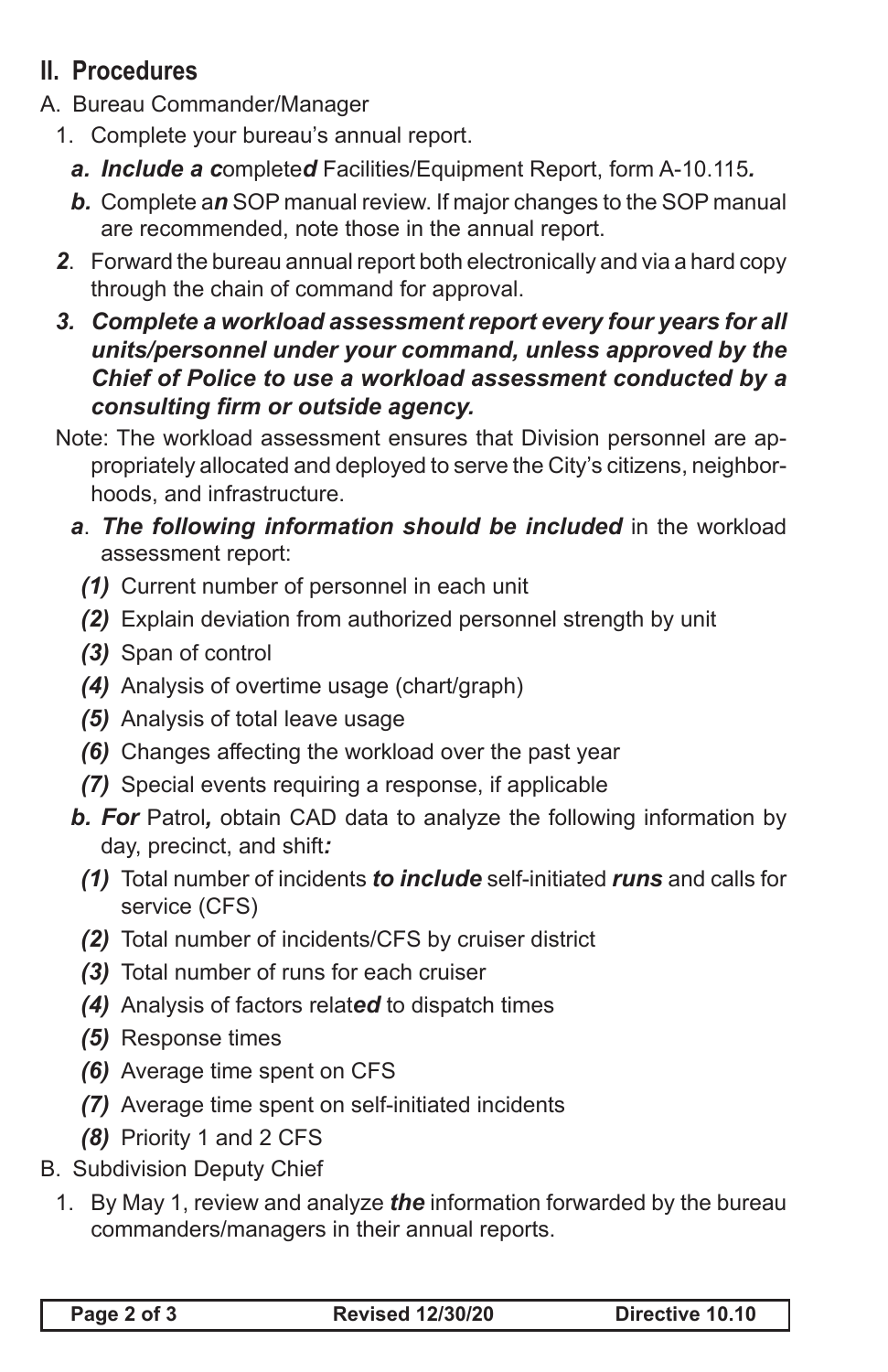## II. Procedures

A. Bureau Commander/Manager

1. Complete your bureau's annual report.
   - ***a. Include a c***omplete***d*** Facilities/Equipment Report, form A-10.115***.***
   - ***b.*** Complete a***n*** SOP manual review. If major changes to the SOP manual are recommended, note those in the annual report.

***2***. Forward the bureau annual report both electronically and via a hard copy through the chain of command for approval.

***3. Complete a workload assessment report every four years for all units/personnel under your command, unless approved by the Chief of Police to use a workload assessment conducted by a consulting firm or outside agency.***

Note: The workload assessment ensures that Division personnel are appropriately allocated and deployed to serve the City's citizens, neighborhoods, and infrastructure.

***a***. ***The following information should be included*** in the workload assessment report:

- ***(1)*** Current number of personnel in each unit
- ***(2)*** Explain deviation from authorized personnel strength by unit
- ***(3)*** Span of control
- ***(4)*** Analysis of overtime usage (chart/graph)
- ***(5)*** Analysis of total leave usage
- ***(6)*** Changes affecting the workload over the past year
- ***(7)*** Special events requiring a response, if applicable

***b. For*** Patrol***,*** obtain CAD data to analyze the following information by day, precinct, and shift***:***

- ***(1)*** Total number of incidents ***to include*** self-initiated ***runs*** and calls for service (CFS)
- ***(2)*** Total number of incidents/CFS by cruiser district
- ***(3)*** Total number of runs for each cruiser
- ***(4)*** Analysis of factors relat***ed*** to dispatch times
- ***(5)*** Response times
- ***(6)*** Average time spent on CFS
- ***(7)*** Average time spent on self-initiated incidents
- ***(8)*** Priority 1 and 2 CFS

B. Subdivision Deputy Chief

1. By May 1, review and analyze ***the*** information forwarded by the bureau commanders/managers in their annual reports.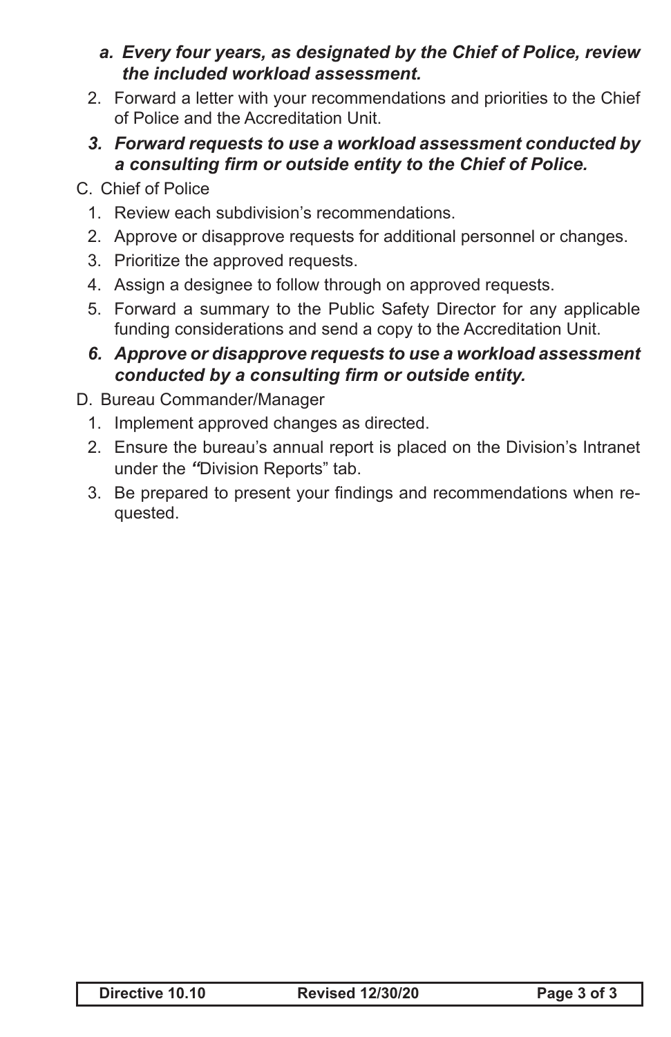*a. **Every four years, as designated by the Chief of Police, review the included workload assessment.***

2. Forward a letter with your recommendations and priorities to the Chief of Police and the Accreditation Unit.
3. ***Forward requests to use a workload assessment conducted by a consulting firm or outside entity to the Chief of Police.***

C. Chief of Police

1. Review each subdivision's recommendations.
2. Approve or disapprove requests for additional personnel or changes.
3. Prioritize the approved requests.
4. Assign a designee to follow through on approved requests.
5. Forward a summary to the Public Safety Director for any applicable funding considerations and send a copy to the Accreditation Unit.
6. ***Approve or disapprove requests to use a workload assessment conducted by a consulting firm or outside entity.***

D. Bureau Commander/Manager

1. Implement approved changes as directed.
2. Ensure the bureau's annual report is placed on the Division's Intranet under the ***"***Division Reports" tab.
3. Be prepared to present your findings and recommendations when requested.